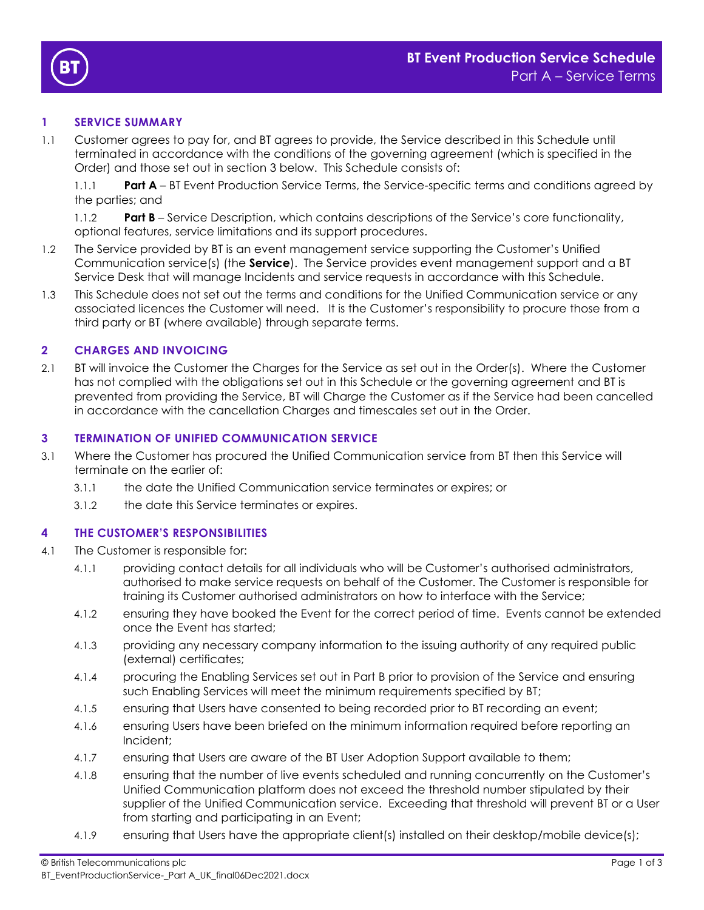# BT Event Production Service Schedule

## Part A – Service Terms

### 1 SERVICE SUMMARY

1.1 Customer agrees to pay for, and BT agrees to provide, the Service described in this Schedule until terminated in accordance with the conditions of the governing agreement (which is specified in the Order) and those set out in section 3 below. This Schedule consists of:

1.1.1 **Part A** – BT Event Production Service Terms, the Service-specific terms and conditions agreed by the parties; and

1.1.2 **Part B** – Service Description, which contains descriptions of the Service's core functionality, optional features, service limitations and its support procedures.

1.2 The Service provided by BT is an event management service supporting the Customer's Unified Communication service(s) (the **Service**). The Service provides event management support and a BT Service Desk that will manage Incidents and service requests in accordance with this Schedule.

1.3 This Schedule does not set out the terms and conditions for the Unified Communication service or any associated licences the Customer will need. It is the Customer's responsibility to procure those from a third party or BT (where available) through separate terms.

### 2 CHARGES AND INVOICING

2.1 BT will invoice the Customer the Charges for the Service as set out in the Order(s). Where the Customer has not complied with the obligations set out in this Schedule or the governing agreement and BT is prevented from providing the Service, BT will Charge the Customer as if the Service had been cancelled in accordance with the cancellation Charges and timescales set out in the Order.

### 3 TERMINATION OF UNIFIED COMMUNICATION SERVICE

3.1 Where the Customer has procured the Unified Communication service from BT then this Service will terminate on the earlier of:

3.1.1 the date the Unified Communication service terminates or expires; or

3.1.2 the date this Service terminates or expires.

### 4 THE CUSTOMER'S RESPONSIBILITIES

4.1 The Customer is responsible for:

4.1.1 providing contact details for all individuals who will be Customer's authorised administrators, authorised to make service requests on behalf of the Customer. The Customer is responsible for training its Customer authorised administrators on how to interface with the Service;

4.1.2 ensuring they have booked the Event for the correct period of time. Events cannot be extended once the Event has started;

4.1.3 providing any necessary company information to the issuing authority of any required public (external) certificates;

4.1.4 procuring the Enabling Services set out in Part B prior to provision of the Service and ensuring such Enabling Services will meet the minimum requirements specified by BT;

4.1.5 ensuring that Users have consented to being recorded prior to BT recording an event;

4.1.6 ensuring Users have been briefed on the minimum information required before reporting an Incident;

4.1.7 ensuring that Users are aware of the BT User Adoption Support available to them;

4.1.8 ensuring that the number of live events scheduled and running concurrently on the Customer's Unified Communication platform does not exceed the threshold number stipulated by their supplier of the Unified Communication service. Exceeding that threshold will prevent BT or a User from starting and participating in an Event;

4.1.9 ensuring that Users have the appropriate client(s) installed on their desktop/mobile device(s);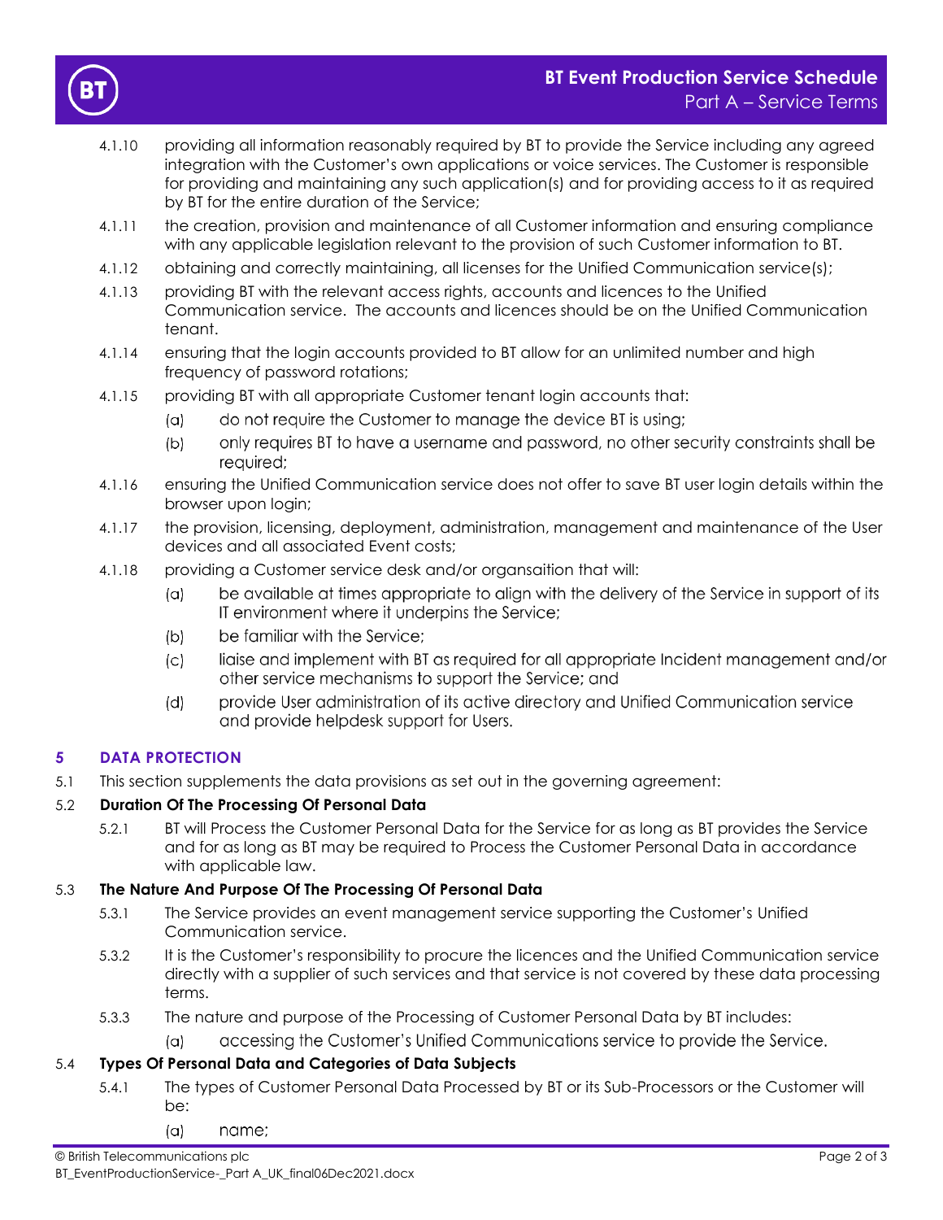4.1.10 providing all information reasonably required by BT to provide the Service including any agreed integration with the Customer's own applications or voice services. The Customer is responsible for providing and maintaining any such application(s) and for providing access to it as required by BT for the entire duration of the Service;

4.1.11 the creation, provision and maintenance of all Customer information and ensuring compliance with any applicable legislation relevant to the provision of such Customer information to BT.

4.1.12 obtaining and correctly maintaining, all licenses for the Unified Communication service(s);

4.1.13 providing BT with the relevant access rights, accounts and licences to the Unified Communication service. The accounts and licences should be on the Unified Communication tenant.

4.1.14 ensuring that the login accounts provided to BT allow for an unlimited number and high frequency of password rotations;

4.1.15 providing BT with all appropriate Customer tenant login accounts that:

(a) do not require the Customer to manage the device BT is using;

(b) only requires BT to have a username and password, no other security constraints shall be required;

4.1.16 ensuring the Unified Communication service does not offer to save BT user login details within the browser upon login;

4.1.17 the provision, licensing, deployment, administration, management and maintenance of the User devices and all associated Event costs;

4.1.18 providing a Customer service desk and/or organsaition that will:

(a) be available at times appropriate to align with the delivery of the Service in support of its IT environment where it underpins the Service;

(b) be familiar with the Service;

(c) liaise and implement with BT as required for all appropriate Incident management and/or other service mechanisms to support the Service; and

(d) provide User administration of its active directory and Unified Communication service and provide helpdesk support for Users.

## 5 DATA PROTECTION

5.1 This section supplements the data provisions as set out in the governing agreement:

5.2 **Duration Of The Processing Of Personal Data**

5.2.1 BT will Process the Customer Personal Data for the Service for as long as BT provides the Service and for as long as BT may be required to Process the Customer Personal Data in accordance with applicable law.

5.3 **The Nature And Purpose Of The Processing Of Personal Data**

5.3.1 The Service provides an event management service supporting the Customer's Unified Communication service.

5.3.2 It is the Customer's responsibility to procure the licences and the Unified Communication service directly with a supplier of such services and that service is not covered by these data processing terms.

5.3.3 The nature and purpose of the Processing of Customer Personal Data by BT includes:

(a) accessing the Customer's Unified Communications service to provide the Service.

5.4 **Types Of Personal Data and Categories of Data Subjects**

5.4.1 The types of Customer Personal Data Processed by BT or its Sub-Processors or the Customer will be:

(a) name;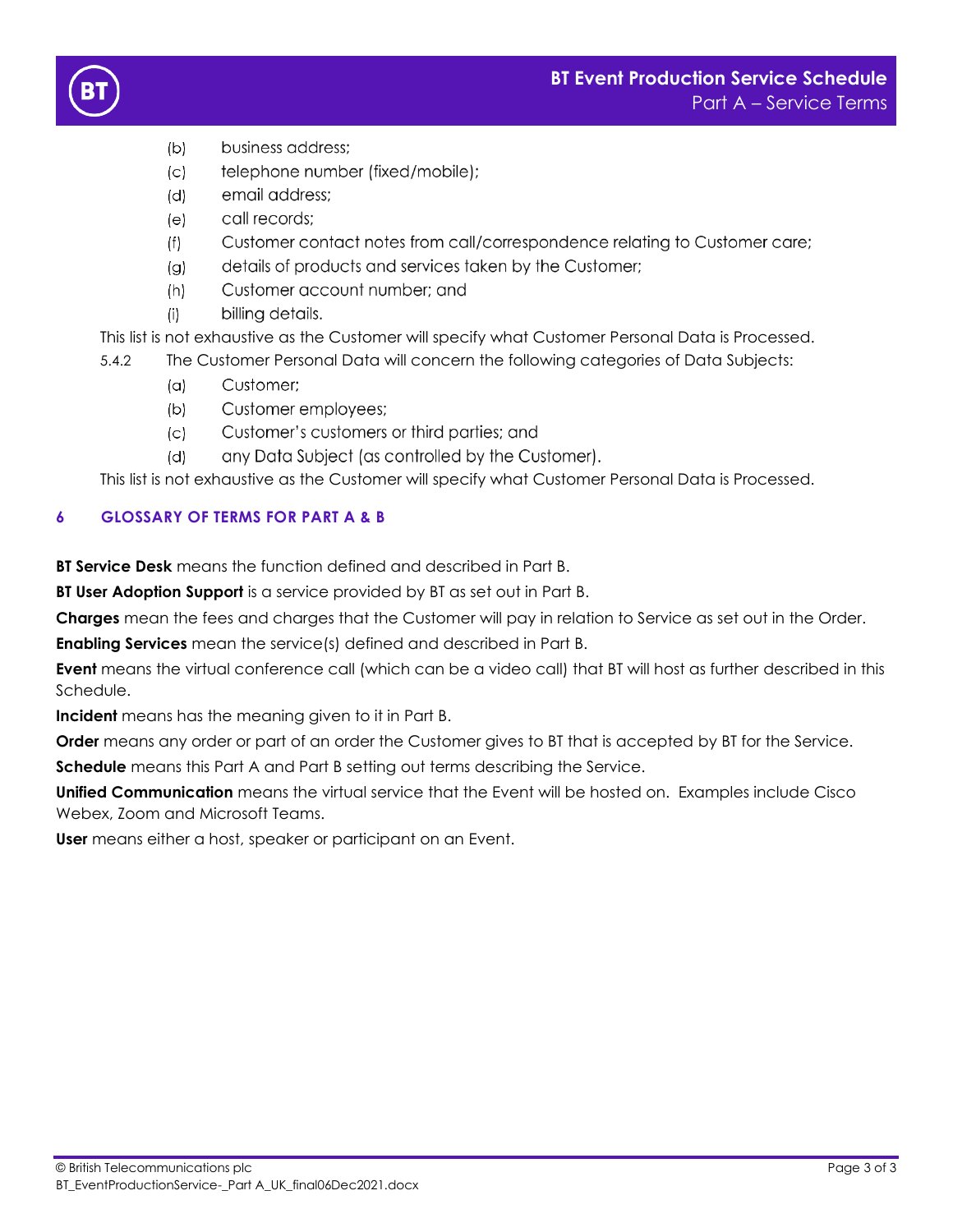(b) business address;

(c) telephone number (fixed/mobile);

(d) email address;

(e) call records;

(f) Customer contact notes from call/correspondence relating to Customer care;

(g) details of products and services taken by the Customer;

(h) Customer account number; and

(i) billing details.

This list is not exhaustive as the Customer will specify what Customer Personal Data is Processed.

5.4.2 The Customer Personal Data will concern the following categories of Data Subjects:

(a) Customer;

(b) Customer employees;

(c) Customer's customers or third parties; and

(d) any Data Subject (as controlled by the Customer).

This list is not exhaustive as the Customer will specify what Customer Personal Data is Processed.

## 6 GLOSSARY OF TERMS FOR PART A & B

**BT Service Desk** means the function defined and described in Part B.

**BT User Adoption Support** is a service provided by BT as set out in Part B.

**Charges** mean the fees and charges that the Customer will pay in relation to Service as set out in the Order.

**Enabling Services** mean the service(s) defined and described in Part B.

**Event** means the virtual conference call (which can be a video call) that BT will host as further described in this Schedule.

**Incident** means has the meaning given to it in Part B.

**Order** means any order or part of an order the Customer gives to BT that is accepted by BT for the Service.

**Schedule** means this Part A and Part B setting out terms describing the Service.

**Unified Communication** means the virtual service that the Event will be hosted on. Examples include Cisco Webex, Zoom and Microsoft Teams.

**User** means either a host, speaker or participant on an Event.